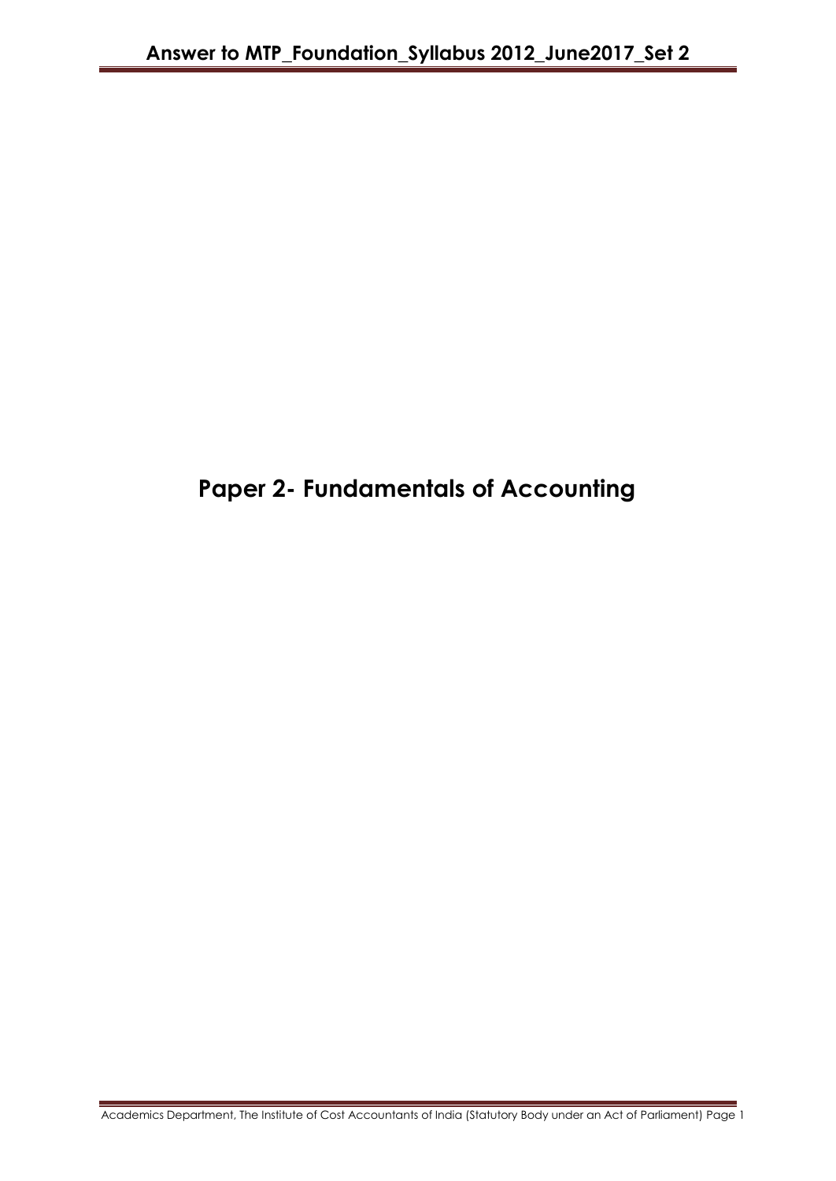# Paper 2- Fundamentals of Accounting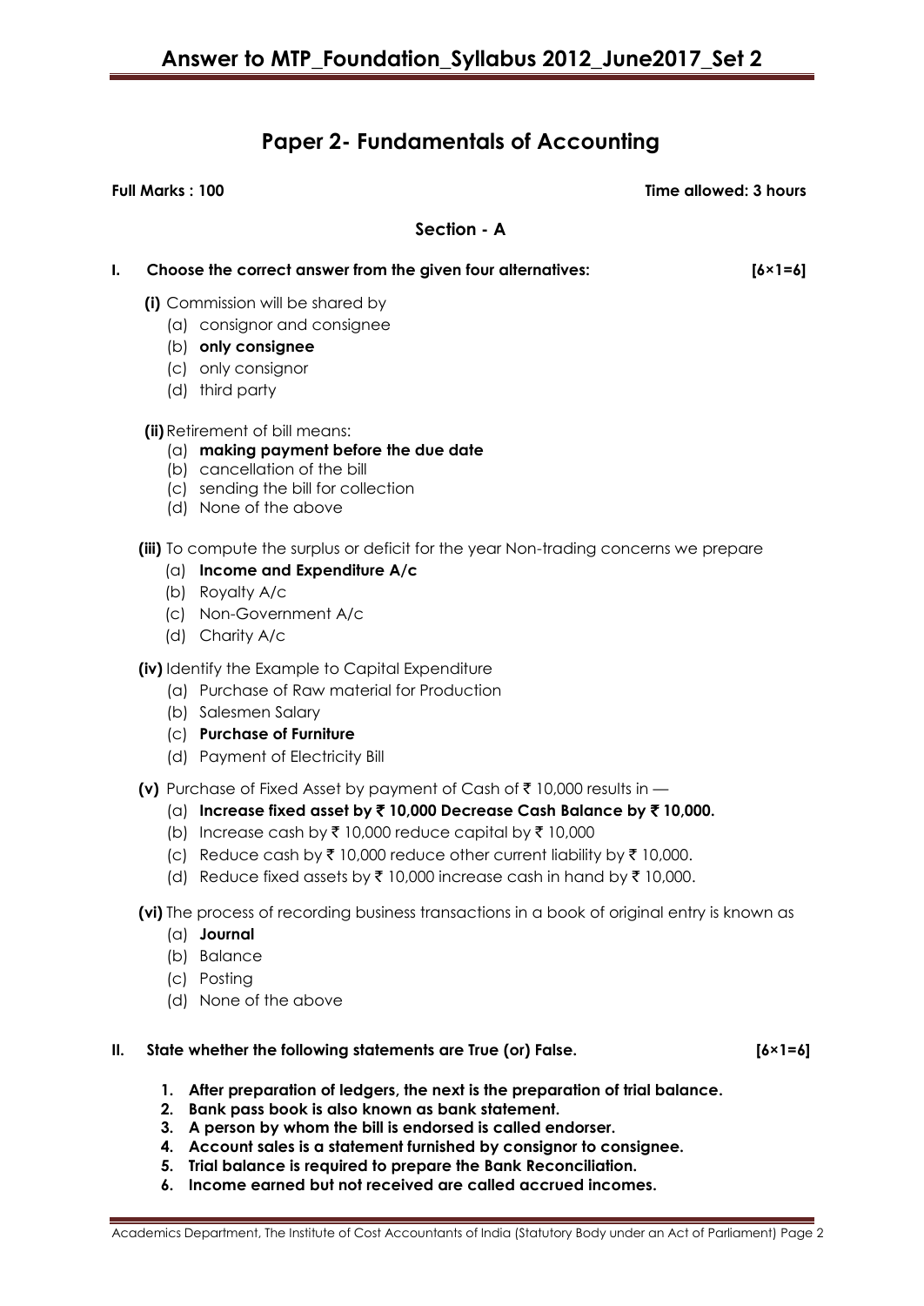# Paper 2- Fundamentals of Accounting

**Full Marks : 100** **Time allowed: 3 hours**

## Section - A

**I. Choose the correct answer from the given four alternatives: [6×1=6]**

**(i)** Commission will be shared by
- (a) consignor and consignee
- (b) **only consignee**
- (c) only consignor
- (d) third party

**(ii)** Retirement of bill means:
- (a) **making payment before the due date**
- (b) cancellation of the bill
- (c) sending the bill for collection
- (d) None of the above

**(iii)** To compute the surplus or deficit for the year Non-trading concerns we prepare
- (a) **Income and Expenditure A/c**
- (b) Royalty A/c
- (c) Non-Government A/c
- (d) Charity A/c

**(iv)** Identify the Example to Capital Expenditure
- (a) Purchase of Raw material for Production
- (b) Salesmen Salary
- (c) **Purchase of Furniture**
- (d) Payment of Electricity Bill

**(v)** Purchase of Fixed Asset by payment of Cash of ₹ 10,000 results in —
- (a) **Increase fixed asset by ₹ 10,000 Decrease Cash Balance by ₹ 10,000.**
- (b) Increase cash by ₹ 10,000 reduce capital by ₹ 10,000
- (c) Reduce cash by ₹ 10,000 reduce other current liability by ₹ 10,000.
- (d) Reduce fixed assets by ₹ 10,000 increase cash in hand by ₹ 10,000.

**(vi)** The process of recording business transactions in a book of original entry is known as
- (a) **Journal**
- (b) Balance
- (c) Posting
- (d) None of the above

**II. State whether the following statements are True (or) False. [6×1=6]**

1. **After preparation of ledgers, the next is the preparation of trial balance.**
2. **Bank pass book is also known as bank statement.**
3. **A person by whom the bill is endorsed is called endorser.**
4. **Account sales is a statement furnished by consignor to consignee.**
5. **Trial balance is required to prepare the Bank Reconciliation.**
6. **Income earned but not received are called accrued incomes.**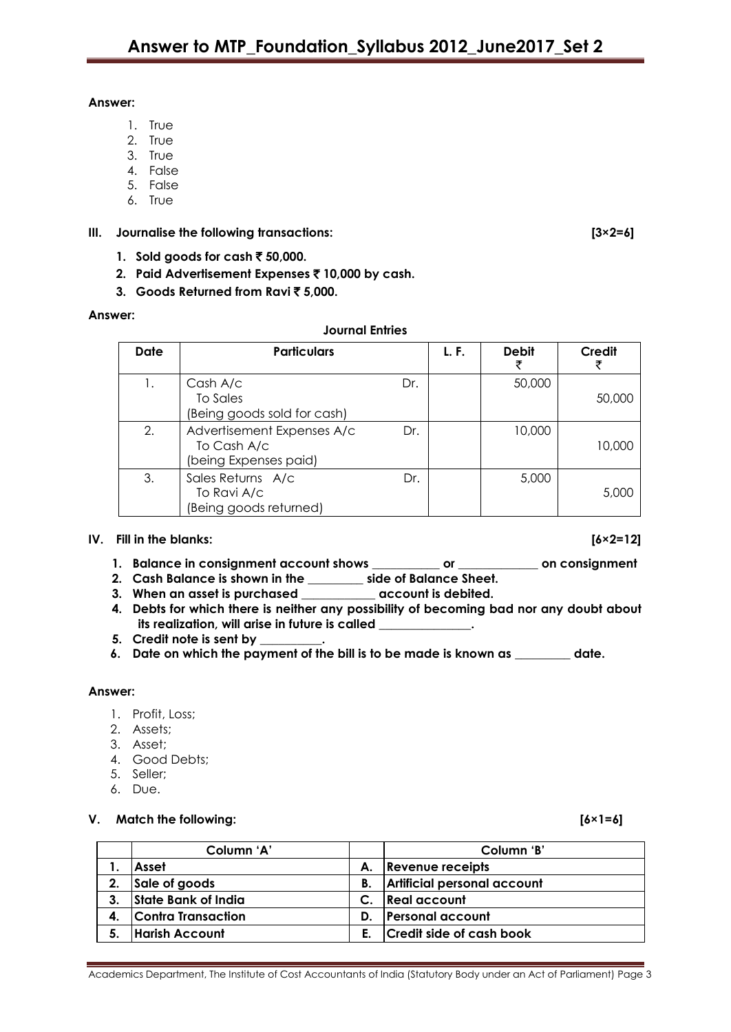**Answer:**

1. True
2. True
3. True
4. False
5. False
6. True

**III. Journalise the following transactions: [3×2=6]**

1. **Sold goods for cash ₹ 50,000.**
2. **Paid Advertisement Expenses ₹ 10,000 by cash.**
3. **Goods Returned from Ravi ₹ 5,000.**

**Answer:**

**Journal Entries**

| Date | Particulars | | L. F. | Debit ₹ | Credit ₹ |
|---|---|---|---|---|---|
| 1. | Cash A/c | Dr. | | 50,000 | |
| | To Sales | | | | 50,000 |
| | (Being goods sold for cash) | | | | |
| 2. | Advertisement Expenses A/c | Dr. | | 10,000 | |
| | To Cash A/c | | | | 10,000 |
| | (being Expenses paid) | | | | |
| 3. | Sales Returns A/c | Dr. | | 5,000 | |
| | To Ravi A/c | | | | 5,000 |
| | (Being goods returned) | | | | |

**IV. Fill in the blanks: [6×2=12]**

1. **Balance in consignment account shows ___________ or _____________ on consignment**
2. **Cash Balance is shown in the _________ side of Balance Sheet.**
3. **When an asset is purchased ____________ account is debited.**
4. **Debts for which there is neither any possibility of becoming bad nor any doubt about its realization, will arise in future is called _______________.**
5. **Credit note is sent by __________.**
6. **Date on which the payment of the bill is to be made is known as _________ date.**

**Answer:**

1. Profit, Loss;
2. Assets;
3. Asset;
4. Good Debts;
5. Seller;
6. Due.

**V. Match the following: [6×1=6]**

| | Column 'A' | | Column 'B' |
|---|---|---|---|
| **1.** | **Asset** | **A.** | **Revenue receipts** |
| **2.** | **Sale of goods** | **B.** | **Artificial personal account** |
| **3.** | **State Bank of India** | **C.** | **Real account** |
| **4.** | **Contra Transaction** | **D.** | **Personal account** |
| **5.** | **Harish Account** | **E.** | **Credit side of cash book** |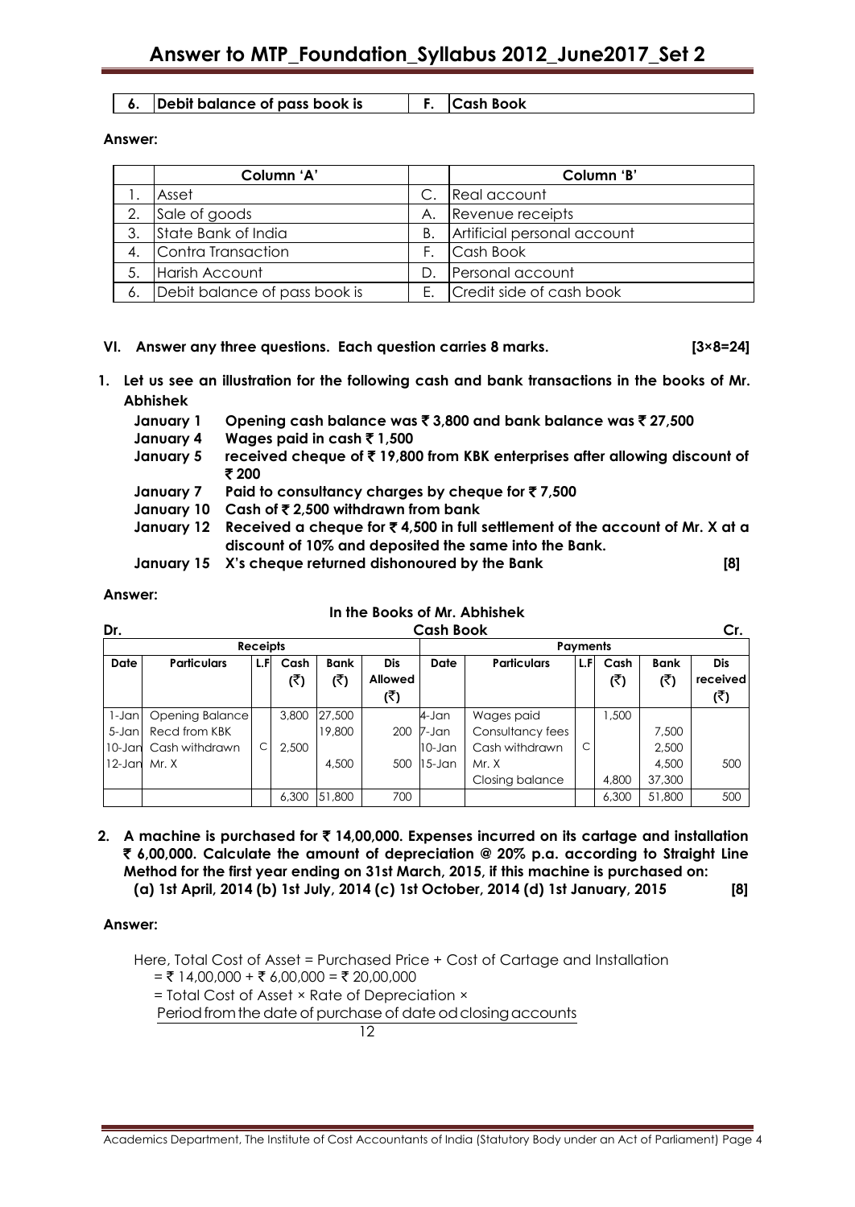| 6. | Debit balance of pass book is | F. | Cash Book |
|---|---|---|---|

**Answer:**

| | Column 'A' | | Column 'B' |
|---|---|---|---|
| 1. | Asset | C. | Real account |
| 2. | Sale of goods | A. | Revenue receipts |
| 3. | State Bank of India | B. | Artificial personal account |
| 4. | Contra Transaction | F. | Cash Book |
| 5. | Harish Account | D. | Personal account |
| 6. | Debit balance of pass book is | E. | Credit side of cash book |

**VI. Answer any three questions. Each question carries 8 marks. [3×8=24]**

**1. Let us see an illustration for the following cash and bank transactions in the books of Mr. Abhishek**

| | |
|---|---|
| **January 1** | **Opening cash balance was ₹ 3,800 and bank balance was ₹ 27,500** |
| **January 4** | **Wages paid in cash ₹ 1,500** |
| **January 5** | **received cheque of ₹ 19,800 from KBK enterprises after allowing discount of ₹ 200** |
| **January 7** | **Paid to consultancy charges by cheque for ₹ 7,500** |
| **January 10** | **Cash of ₹ 2,500 withdrawn from bank** |
| **January 12** | **Received a cheque for ₹ 4,500 in full settlement of the account of Mr. X at a discount of 10% and deposited the same into the Bank.** |
| **January 15** | **X's cheque returned dishonoured by the Bank** |

**[8]**

**Answer:**

**In the Books of Mr. Abhishek**

**Dr. Cash Book Cr.**

| Receipts | | | | | | Payments | | | | | |
|---|---|---|---|---|---|---|---|---|---|---|---|
| **Date** | **Particulars** | **L.F** | **Cash (₹)** | **Bank (₹)** | **Dis Allowed (₹)** | **Date** | **Particulars** | **L.F** | **Cash (₹)** | **Bank (₹)** | **Dis received (₹)** |
| 1-Jan | Opening Balance | | 3,800 | 27,500 | | 4-Jan | Wages paid | | 1,500 | | |
| 5-Jan | Recd from KBK | | | 19,800 | 200 | 7-Jan | Consultancy fees | | | 7,500 | |
| 10-Jan | Cash withdrawn | C | 2,500 | | | 10-Jan | Cash withdrawn | C | | 2,500 | |
| 12-Jan | Mr. X | | | 4,500 | 500 | 15-Jan | Mr. X | | | 4,500 | 500 |
| | | | | | | | Closing balance | | 4,800 | 37,300 | |
| | | | 6,300 | 51,800 | 700 | | | | 6,300 | 51,800 | 500 |

**2. A machine is purchased for ₹ 14,00,000. Expenses incurred on its cartage and installation ₹ 6,00,000. Calculate the amount of depreciation @ 20% p.a. according to Straight Line Method for the first year ending on 31st March, 2015, if this machine is purchased on: (a) 1st April, 2014 (b) 1st July, 2014 (c) 1st October, 2014 (d) 1st January, 2015 [8]**

**Answer:**

Here, Total Cost of Asset = Purchased Price + Cost of Cartage and Installation

= ₹ 14,00,000 + ₹ 6,00,000 = ₹ 20,00,000

= Total Cost of Asset × Rate of Depreciation × $\frac{\text{Period from the date of purchase of date od closing accounts}}{12}$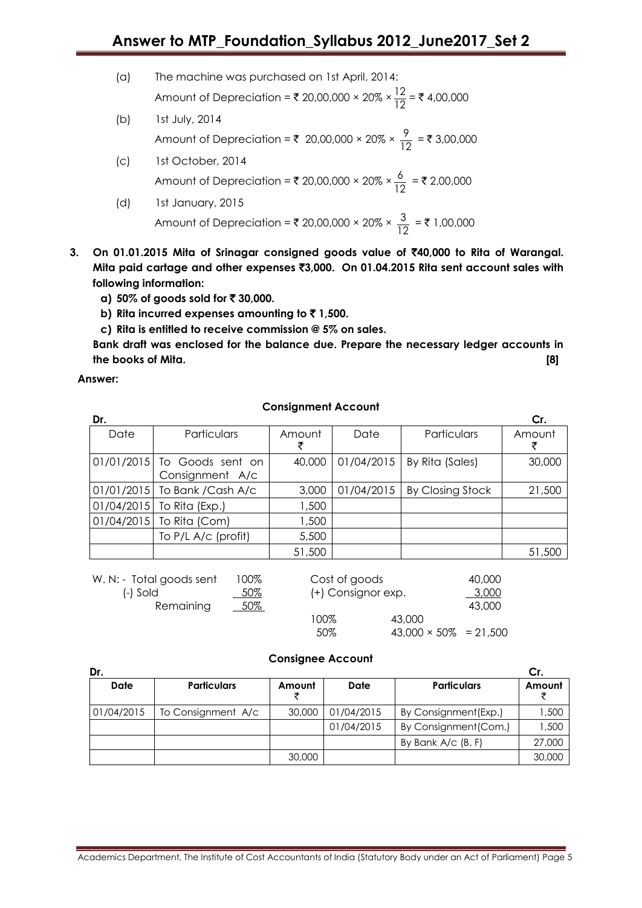(a) The machine was purchased on 1st April, 2014:

Amount of Depreciation = ₹ 20,00,000 × 20% × $\frac{12}{12}$ = ₹ 4,00,000

(b) 1st July, 2014

Amount of Depreciation = ₹ 20,00,000 × 20% × $\frac{9}{12}$ = ₹ 3,00,000

(c) 1st October, 2014

Amount of Depreciation = ₹ 20,00,000 × 20% × $\frac{6}{12}$ = ₹ 2,00,000

(d) 1st January, 2015

Amount of Depreciation = ₹ 20,00,000 × 20% × $\frac{3}{12}$ = ₹ 1,00,000

**3. On 01.01.2015 Mita of Srinagar consigned goods value of ₹40,000 to Rita of Warangal. Mita paid cartage and other expenses ₹3,000. On 01.04.2015 Rita sent account sales with following information:**

**a) 50% of goods sold for ₹ 30,000.**

**b) Rita incurred expenses amounting to ₹ 1,500.**

**c) Rita is entitled to receive commission @ 5% on sales.**

**Bank draft was enclosed for the balance due. Prepare the necessary ledger accounts in the books of Mita. [8]**

**Answer:**

**Consignment Account**

Dr. Cr.

| Date | Particulars | Amount ₹ | Date | Particulars | Amount ₹ |
|---|---|---|---|---|---|
| 01/01/2015 | To Goods sent on Consignment A/c | 40,000 | 01/04/2015 | By Rita (Sales) | 30,000 |
| 01/01/2015 | To Bank /Cash A/c | 3,000 | 01/04/2015 | By Closing Stock | 21,500 |
| 01/04/2015 | To Rita (Exp.) | 1,500 | | | |
| 01/04/2015 | To Rita (Com) | 1,500 | | | |
| | To P/L A/c (profit) | 5,500 | | | |
| | | 51,500 | | | 51,500 |

W. N: -

| Total goods sent | 100% | Cost of goods | 40,000 |
|---|---|---|---|
| (-) Sold | 50% | (+) Consignor exp. | 3,000 |
| Remaining | 50% | | 43,000 |
| | | 100% | 43,000 |
| | | 50% | 43,000 × 50% = 21,500 |

**Consignee Account**

Dr. Cr.

| Date | Particulars | Amount ₹ | Date | Particulars | Amount ₹ |
|---|---|---|---|---|---|
| 01/04/2015 | To Consignment A/c | 30,000 | 01/04/2015 | By Consignment(Exp.) | 1,500 |
| | | | 01/04/2015 | By Consignment(Com.) | 1,500 |
| | | | | By Bank A/c (B. F) | 27,000 |
| | | 30,000 | | | 30,000 |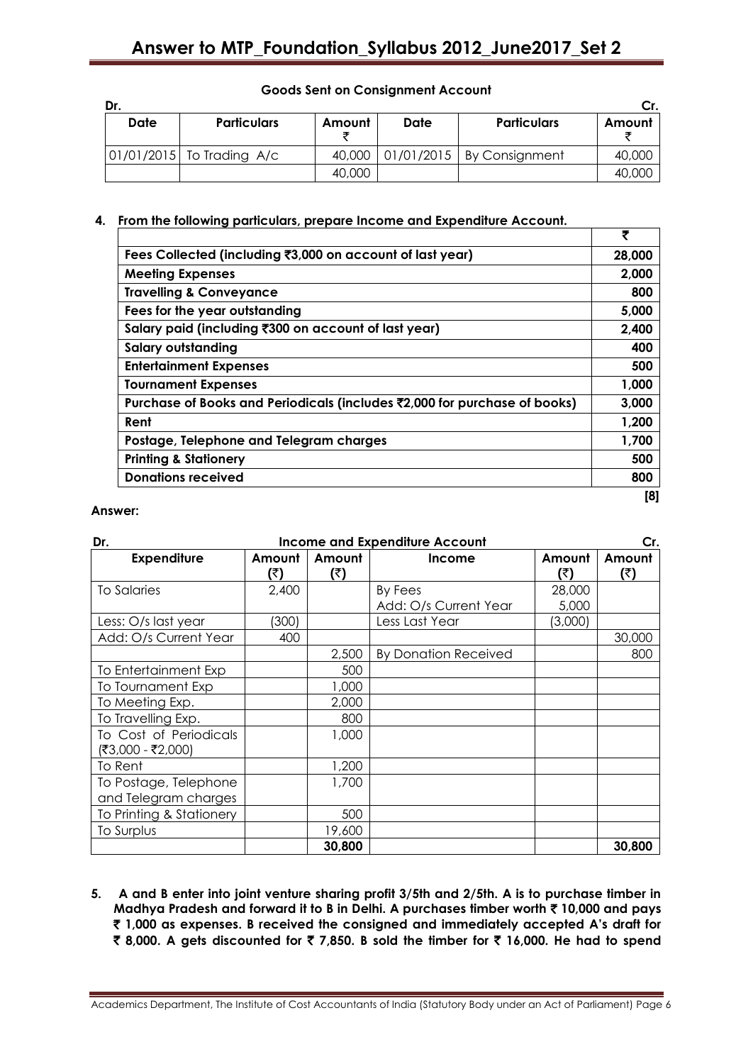**Goods Sent on Consignment Account**

| Dr. | | | | | Cr. |
|---|---|---|---|---|---|
| **Date** | **Particulars** | **Amount ₹** | **Date** | **Particulars** | **Amount ₹** |
| 01/01/2015 | To Trading A/c | 40,000 | 01/01/2015 | By Consignment | 40,000 |
| | | 40,000 | | | 40,000 |

**4. From the following particulars, prepare Income and Expenditure Account.**

| | ₹ |
|---|---|
| **Fees Collected (including ₹3,000 on account of last year)** | **28,000** |
| **Meeting Expenses** | **2,000** |
| **Travelling & Conveyance** | **800** |
| **Fees for the year outstanding** | **5,000** |
| **Salary paid (including ₹300 on account of last year)** | **2,400** |
| **Salary outstanding** | **400** |
| **Entertainment Expenses** | **500** |
| **Tournament Expenses** | **1,000** |
| **Purchase of Books and Periodicals (includes ₹2,000 for purchase of books)** | **3,000** |
| **Rent** | **1,200** |
| **Postage, Telephone and Telegram charges** | **1,700** |
| **Printing & Stationery** | **500** |
| **Donations received** | **800** |

**[8]**

**Answer:**

**Income and Expenditure Account**

| Dr. | | | | | Cr. |
|---|---|---|---|---|---|
| **Expenditure** | **Amount (₹)** | **Amount (₹)** | **Income** | **Amount (₹)** | **Amount (₹)** |
| To Salaries | 2,400 | | By Fees | 28,000 | |
| | | | Add: O/s Current Year | 5,000 | |
| Less: O/s last year | (300) | | Less Last Year | (3,000) | |
| Add: O/s Current Year | 400 | | | | 30,000 |
| | | 2,500 | By Donation Received | | 800 |
| To Entertainment Exp | | 500 | | | |
| To Tournament Exp | | 1,000 | | | |
| To Meeting Exp. | | 2,000 | | | |
| To Travelling Exp. | | 800 | | | |
| To Cost of Periodicals (₹3,000 - ₹2,000) | | 1,000 | | | |
| To Rent | | 1,200 | | | |
| To Postage, Telephone and Telegram charges | | 1,700 | | | |
| To Printing & Stationery | | 500 | | | |
| To Surplus | | 19,600 | | | |
| | | **30,800** | | | **30,800** |

**5. A and B enter into joint venture sharing profit 3/5th and 2/5th. A is to purchase timber in Madhya Pradesh and forward it to B in Delhi. A purchases timber worth ₹ 10,000 and pays ₹ 1,000 as expenses. B received the consigned and immediately accepted A's draft for ₹ 8,000. A gets discounted for ₹ 7,850. B sold the timber for ₹ 16,000. He had to spend**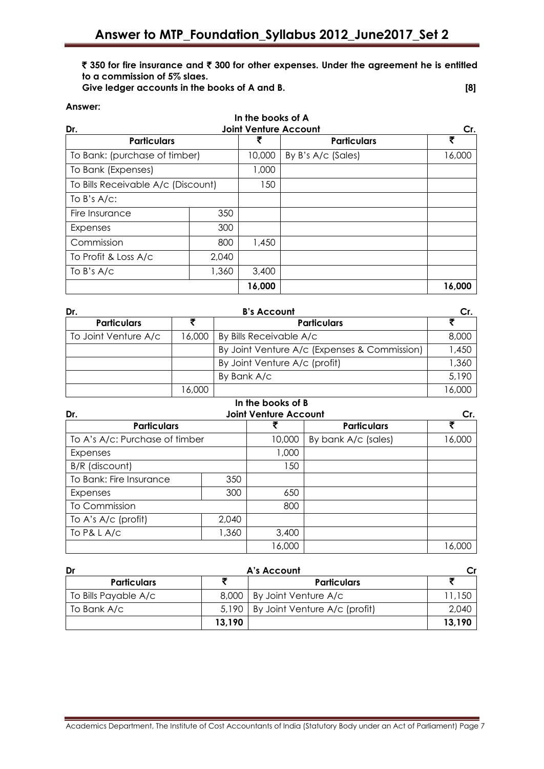**₹ 350 for fire insurance and ₹ 300 for other expenses. Under the agreement he is entitled to a commission of 5% slaes.**

**Give ledger accounts in the books of A and B. [8]**

**Answer:**

**In the books of A**

**Dr. Joint Venture Account Cr.**

| Particulars | | ₹ | Particulars | ₹ |
|---|---|---|---|---|
| To Bank: (purchase of timber) | | 10,000 | By B's A/c (Sales) | 16,000 |
| To Bank (Expenses) | | 1,000 | | |
| To Bills Receivable A/c (Discount) | | 150 | | |
| To B's A/c: | | | | |
| Fire Insurance | 350 | | | |
| Expenses | 300 | | | |
| Commission | 800 | 1,450 | | |
| To Profit & Loss A/c | 2,040 | | | |
| To B's A/c | 1,360 | 3,400 | | |
| | | **16,000** | | **16,000** |

**Dr. B's Account Cr.**

| Particulars | ₹ | Particulars | ₹ |
|---|---|---|---|
| To Joint Venture A/c | 16,000 | By Bills Receivable A/c | 8,000 |
| | | By Joint Venture A/c (Expenses & Commission) | 1,450 |
| | | By Joint Venture A/c (profit) | 1,360 |
| | | By Bank A/c | 5,190 |
| | 16,000 | | 16,000 |

**In the books of B**

**Dr. Joint Venture Account Cr.**

| Particulars | | ₹ | Particulars | ₹ |
|---|---|---|---|---|
| To A's A/c: Purchase of timber | | 10,000 | By bank A/c (sales) | 16,000 |
| Expenses | | 1,000 | | |
| B/R (discount) | | 150 | | |
| To Bank: Fire Insurance | 350 | | | |
| Expenses | 300 | 650 | | |
| To Commission | | 800 | | |
| To A's A/c (profit) | 2,040 | | | |
| To P& L A/c | 1,360 | 3,400 | | |
| | | 16,000 | | 16,000 |

**Dr A's Account Cr**

| Particulars | ₹ | Particulars | ₹ |
|---|---|---|---|
| To Bills Payable A/c | 8,000 | By Joint Venture A/c | 11,150 |
| To Bank A/c | 5,190 | By Joint Venture A/c (profit) | 2,040 |
| | **13,190** | | **13,190** |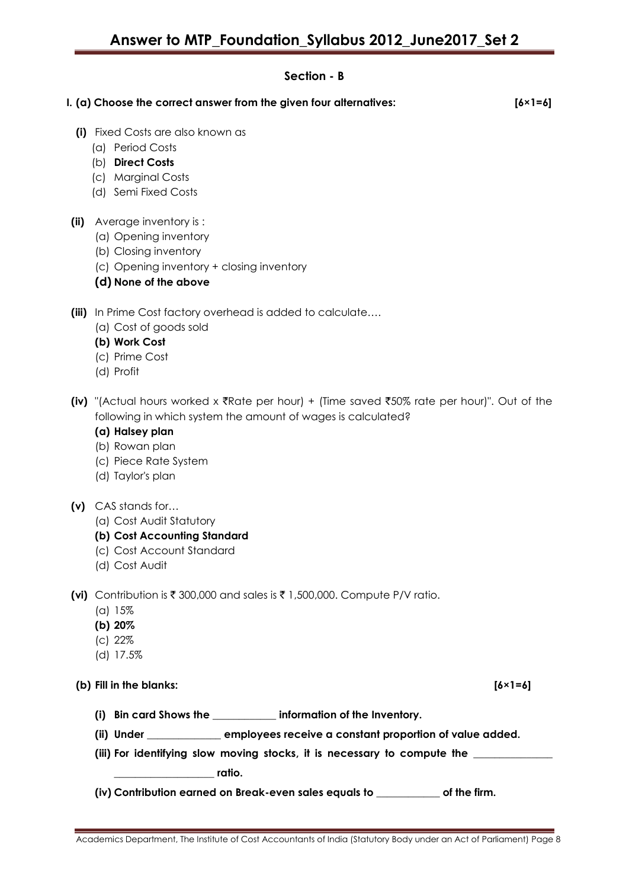## Section - B

**I. (a) Choose the correct answer from the given four alternatives: [6×1=6]**

**(i)** Fixed Costs are also known as

(a) Period Costs

(b) **Direct Costs**

(c) Marginal Costs

(d) Semi Fixed Costs

**(ii)** Average inventory is :

(a) Opening inventory

(b) Closing inventory

(c) Opening inventory + closing inventory

**(d) None of the above**

**(iii)** In Prime Cost factory overhead is added to calculate….

(a) Cost of goods sold

**(b) Work Cost**

(c) Prime Cost

(d) Profit

**(iv)** "(Actual hours worked x ₹Rate per hour) + (Time saved ₹50% rate per hour)". Out of the following in which system the amount of wages is calculated?

**(a) Halsey plan**

(b) Rowan plan

(c) Piece Rate System

(d) Taylor's plan

**(v)** CAS stands for…

(a) Cost Audit Statutory

**(b) Cost Accounting Standard**

(c) Cost Account Standard

(d) Cost Audit

**(vi)** Contribution is ₹ 300,000 and sales is ₹ 1,500,000. Compute P/V ratio.

(a) 15%

**(b) 20%**

(c) 22%

(d) 17.5%

**(b) Fill in the blanks: [6×1=6]**

**(i) Bin card Shows the ____________ information of the Inventory.**

**(ii) Under ______________ employees receive a constant proportion of value added.**

**(iii) For identifying slow moving stocks, it is necessary to compute the _______________ ___________________ ratio.**

**(iv) Contribution earned on Break-even sales equals to ____________ of the firm.**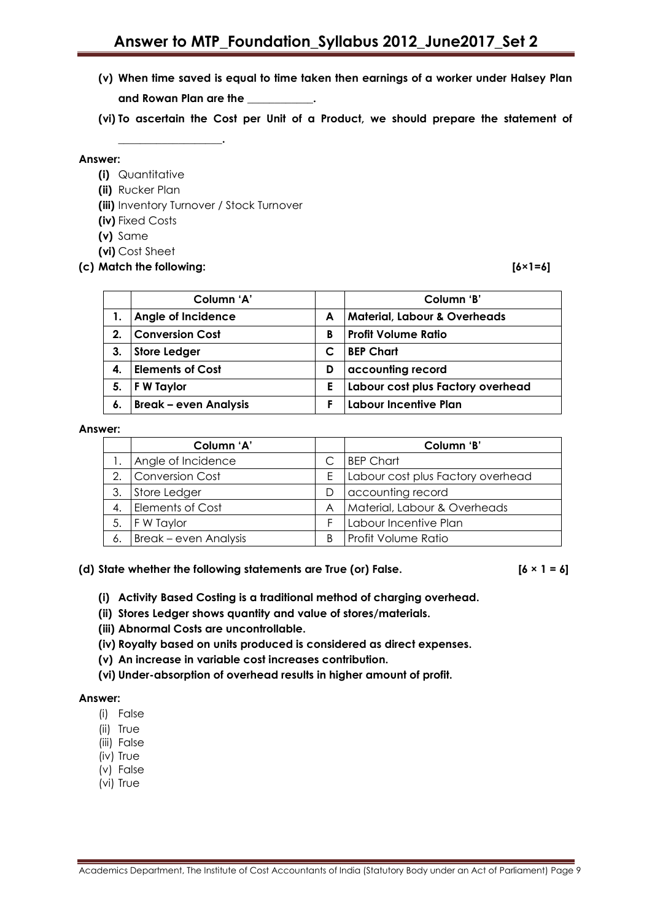**(v) When time saved is equal to time taken then earnings of a worker under Halsey Plan and Rowan Plan are the ___________.**

**(vi) To ascertain the Cost per Unit of a Product, we should prepare the statement of _________________.**

**Answer:**

- **(i)** Quantitative
- **(ii)** Rucker Plan
- **(iii)** Inventory Turnover / Stock Turnover
- **(iv)** Fixed Costs
- **(v)** Same
- **(vi)** Cost Sheet

**(c) Match the following: [6×1=6]**

| | Column 'A' | | Column 'B' |
|---|---|---|---|
| 1. | **Angle of Incidence** | A | **Material, Labour & Overheads** |
| 2. | **Conversion Cost** | B | **Profit Volume Ratio** |
| 3. | **Store Ledger** | C | **BEP Chart** |
| 4. | **Elements of Cost** | D | **accounting record** |
| 5. | **F W Taylor** | E | **Labour cost plus Factory overhead** |
| 6. | **Break – even Analysis** | F | **Labour Incentive Plan** |

**Answer:**

| | Column 'A' | | Column 'B' |
|---|---|---|---|
| 1. | Angle of Incidence | C | BEP Chart |
| 2. | Conversion Cost | E | Labour cost plus Factory overhead |
| 3. | Store Ledger | D | accounting record |
| 4. | Elements of Cost | A | Material, Labour & Overheads |
| 5. | F W Taylor | F | Labour Incentive Plan |
| 6. | Break – even Analysis | B | Profit Volume Ratio |

**(d) State whether the following statements are True (or) False. [6 × 1 = 6]**

**(i) Activity Based Costing is a traditional method of charging overhead.**

**(ii) Stores Ledger shows quantity and value of stores/materials.**

**(iii) Abnormal Costs are uncontrollable.**

**(iv) Royalty based on units produced is considered as direct expenses.**

**(v) An increase in variable cost increases contribution.**

**(vi) Under-absorption of overhead results in higher amount of profit.**

**Answer:**

- (i) False
- (ii) True
- (iii) False
- (iv) True
- (v) False
- (vi) True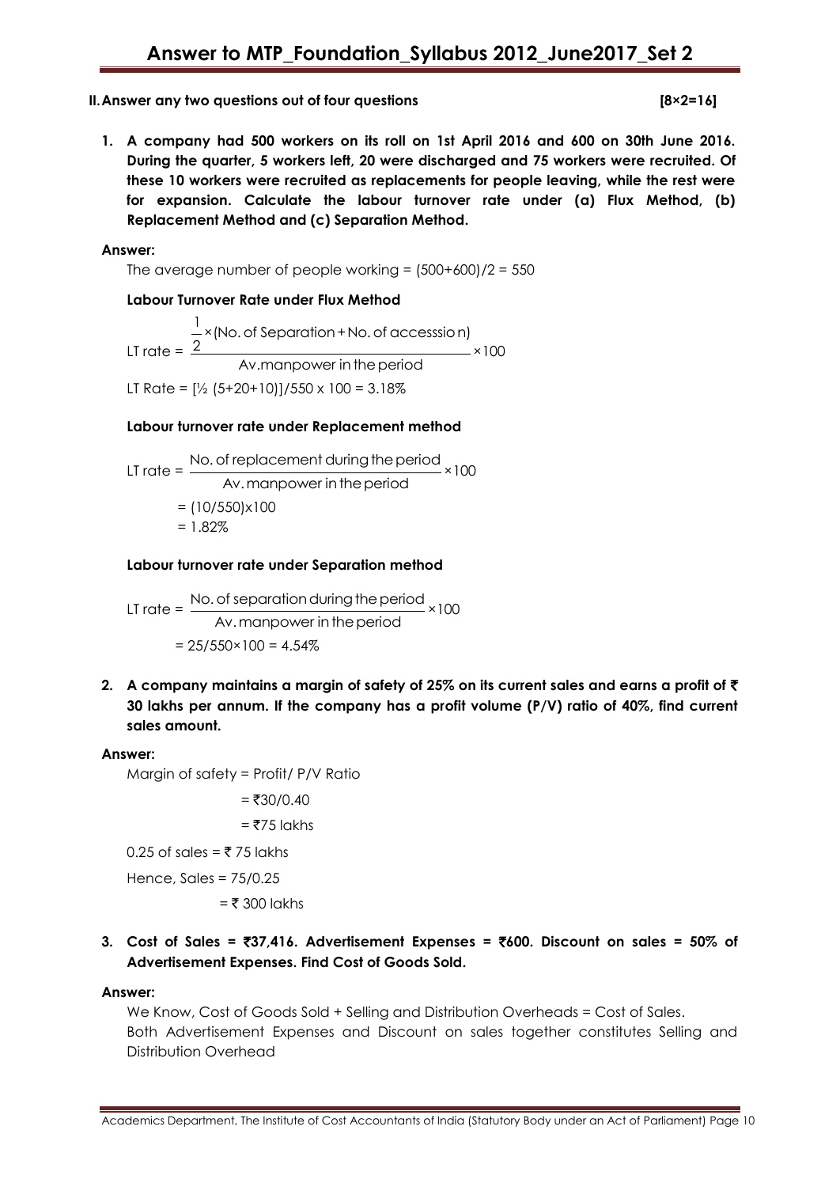## II. Answer any two questions out of four questions **[8×2=16]**

**1. A company had 500 workers on its roll on 1st April 2016 and 600 on 30th June 2016. During the quarter, 5 workers left, 20 were discharged and 75 workers were recruited. Of these 10 workers were recruited as replacements for people leaving, while the rest were for expansion. Calculate the labour turnover rate under (a) Flux Method, (b) Replacement Method and (c) Separation Method.**

**Answer:**

The average number of people working = (500+600)/2 = 550

**Labour Turnover Rate under Flux Method**

$$\text{LT rate} = \frac{\frac{1}{2} \times (\text{No. of Separation} + \text{No. of accesssion})}{\text{Av.manpower in the period}} \times 100$$

LT Rate = [½ (5+20+10)]/550 x 100 = 3.18%

**Labour turnover rate under Replacement method**

$$\text{LT rate} = \frac{\text{No. of replacement during the period}}{\text{Av. manpower in the period}} \times 100$$

= (10/550)x100

= 1.82%

**Labour turnover rate under Separation method**

$$\text{LT rate} = \frac{\text{No. of separation during the period}}{\text{Av. manpower in the period}} \times 100$$

= 25/550×100 = 4.54%

**2. A company maintains a margin of safety of 25% on its current sales and earns a profit of ₹ 30 lakhs per annum. If the company has a profit volume (P/V) ratio of 40%, find current sales amount.**

**Answer:**

Margin of safety = Profit/ P/V Ratio

= ₹30/0.40

= ₹75 lakhs

0.25 of sales = ₹ 75 lakhs

Hence, Sales = 75/0.25

= ₹ 300 lakhs

**3. Cost of Sales = ₹37,416. Advertisement Expenses = ₹600. Discount on sales = 50% of Advertisement Expenses. Find Cost of Goods Sold.**

**Answer:**

We Know, Cost of Goods Sold + Selling and Distribution Overheads = Cost of Sales.
Both Advertisement Expenses and Discount on sales together constitutes Selling and Distribution Overhead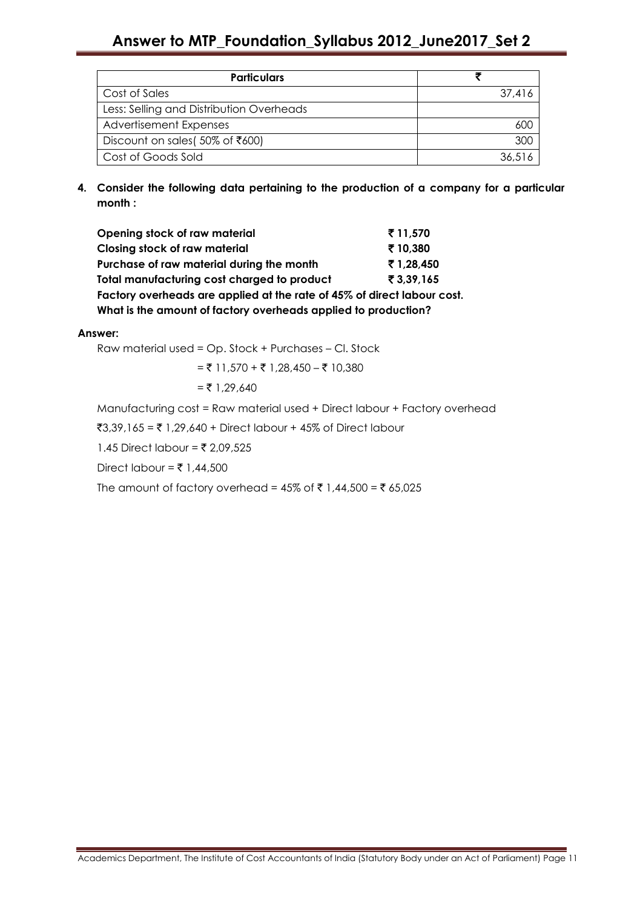| Particulars | ₹ |
|---|---|
| Cost of Sales | 37,416 |
| Less: Selling and Distribution Overheads | |
| Advertisement Expenses | 600 |
| Discount on sales( 50% of ₹600) | 300 |
| Cost of Goods Sold | 36,516 |

**4. Consider the following data pertaining to the production of a company for a particular month :**

| | |
|---|---|
| **Opening stock of raw material** | **₹ 11,570** |
| **Closing stock of raw material** | **₹ 10,380** |
| **Purchase of raw material during the month** | **₹ 1,28,450** |
| **Total manufacturing cost charged to product** | **₹ 3,39,165** |

**Factory overheads are applied at the rate of 45% of direct labour cost.**

**What is the amount of factory overheads applied to production?**

**Answer:**

Raw material used = Op. Stock + Purchases – Cl. Stock

= ₹ 11,570 + ₹ 1,28,450 – ₹ 10,380

= ₹ 1,29,640

Manufacturing cost = Raw material used + Direct labour + Factory overhead

₹3,39,165 = ₹ 1,29,640 + Direct labour + 45% of Direct labour

1.45 Direct labour = ₹ 2,09,525

Direct labour = ₹ 1,44,500

The amount of factory overhead = 45% of ₹ 1,44,500 = ₹ 65,025